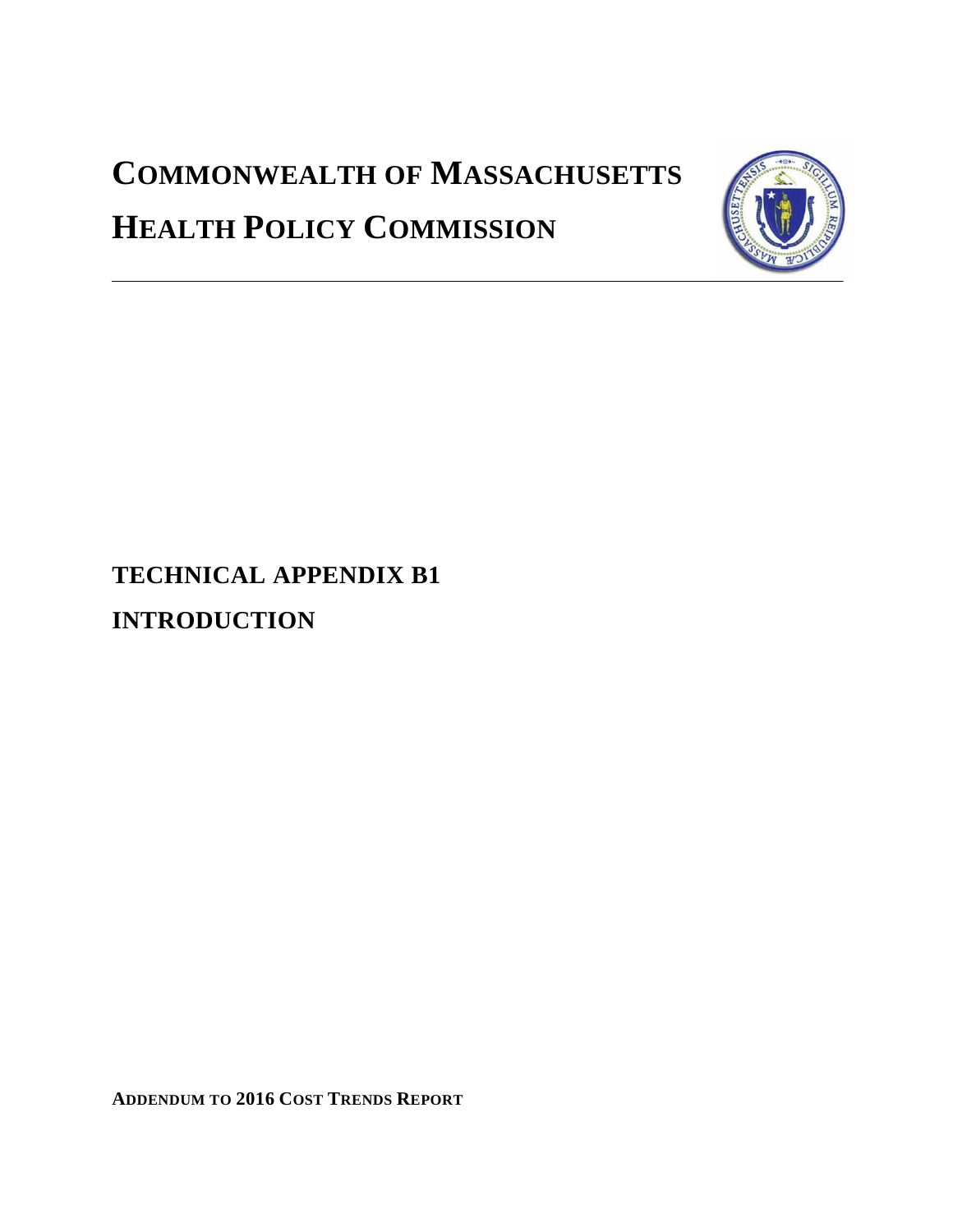# COMMONWEALTH OF MASSACHUSETTS

# HEALTH POLICY COMMISSION

## TECHNICAL APPENDIX B1

## INTRODUCTION

**ADDENDUM TO 2016 COST TRENDS REPORT**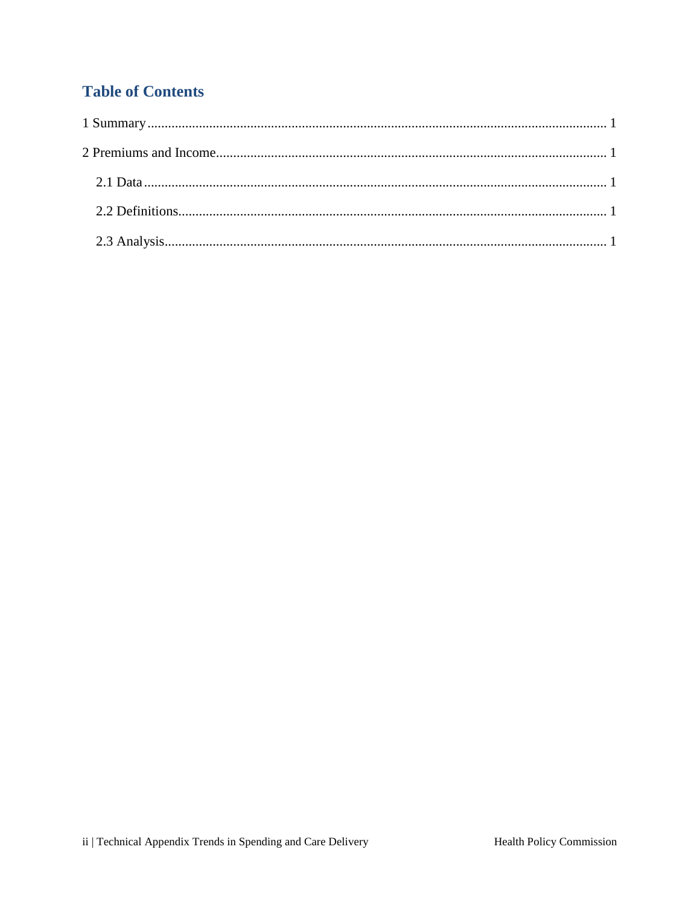## Table of Contents

1 Summary ........................................................................................................................ 1

2 Premiums and Income.................................................................................................... 1

  2.1 Data .......................................................................................................................... 1

  2.2 Definitions................................................................................................................ 1

  2.3 Analysis.................................................................................................................... 1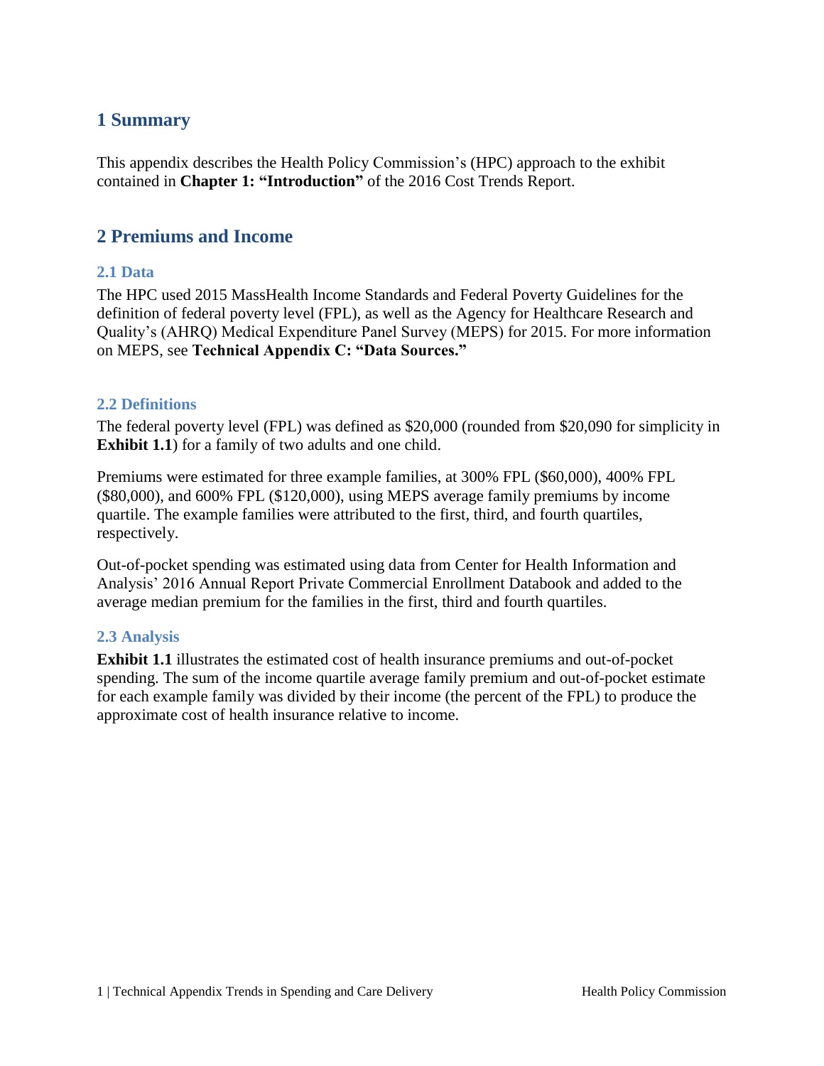# 1 Summary

This appendix describes the Health Policy Commission's (HPC) approach to the exhibit contained in **Chapter 1: "Introduction"** of the 2016 Cost Trends Report.

# 2 Premiums and Income

## 2.1 Data

The HPC used 2015 MassHealth Income Standards and Federal Poverty Guidelines for the definition of federal poverty level (FPL), as well as the Agency for Healthcare Research and Quality's (AHRQ) Medical Expenditure Panel Survey (MEPS) for 2015. For more information on MEPS, see **Technical Appendix C: "Data Sources."**

## 2.2 Definitions

The federal poverty level (FPL) was defined as $20,000 (rounded from $20,090 for simplicity in **Exhibit 1.1**) for a family of two adults and one child.

Premiums were estimated for three example families, at 300% FPL ($60,000), 400% FPL ($80,000), and 600% FPL ($120,000), using MEPS average family premiums by income quartile. The example families were attributed to the first, third, and fourth quartiles, respectively.

Out-of-pocket spending was estimated using data from Center for Health Information and Analysis' 2016 Annual Report Private Commercial Enrollment Databook and added to the average median premium for the families in the first, third and fourth quartiles.

## 2.3 Analysis

**Exhibit 1.1** illustrates the estimated cost of health insurance premiums and out-of-pocket spending. The sum of the income quartile average family premium and out-of-pocket estimate for each example family was divided by their income (the percent of the FPL) to produce the approximate cost of health insurance relative to income.